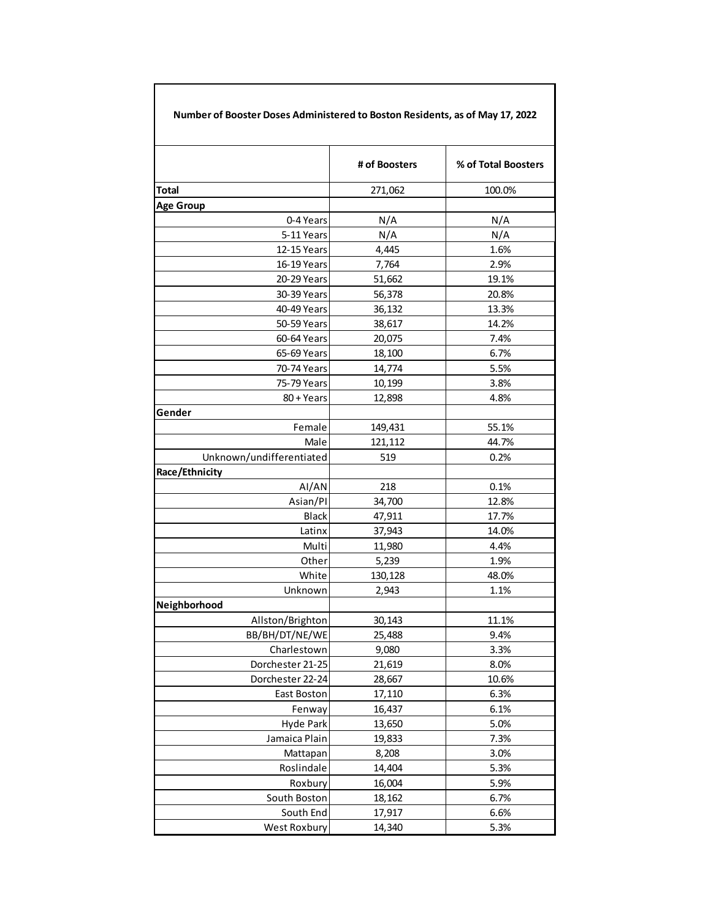| Number of Booster Doses Administered to Boston Residents, as of May 17, 2022 | | |
|---|---|---|
| | # of Boosters | % of Total Boosters |
| **Total** | 271,062 | 100.0% |
| **Age Group** | | |
| 0-4 Years | N/A | N/A |
| 5-11 Years | N/A | N/A |
| 12-15 Years | 4,445 | 1.6% |
| 16-19 Years | 7,764 | 2.9% |
| 20-29 Years | 51,662 | 19.1% |
| 30-39 Years | 56,378 | 20.8% |
| 40-49 Years | 36,132 | 13.3% |
| 50-59 Years | 38,617 | 14.2% |
| 60-64 Years | 20,075 | 7.4% |
| 65-69 Years | 18,100 | 6.7% |
| 70-74 Years | 14,774 | 5.5% |
| 75-79 Years | 10,199 | 3.8% |
| 80 + Years | 12,898 | 4.8% |
| **Gender** | | |
| Female | 149,431 | 55.1% |
| Male | 121,112 | 44.7% |
| Unknown/undifferentiated | 519 | 0.2% |
| **Race/Ethnicity** | | |
| AI/AN | 218 | 0.1% |
| Asian/PI | 34,700 | 12.8% |
| Black | 47,911 | 17.7% |
| Latinx | 37,943 | 14.0% |
| Multi | 11,980 | 4.4% |
| Other | 5,239 | 1.9% |
| White | 130,128 | 48.0% |
| Unknown | 2,943 | 1.1% |
| **Neighborhood** | | |
| Allston/Brighton | 30,143 | 11.1% |
| BB/BH/DT/NE/WE | 25,488 | 9.4% |
| Charlestown | 9,080 | 3.3% |
| Dorchester 21-25 | 21,619 | 8.0% |
| Dorchester 22-24 | 28,667 | 10.6% |
| East Boston | 17,110 | 6.3% |
| Fenway | 16,437 | 6.1% |
| Hyde Park | 13,650 | 5.0% |
| Jamaica Plain | 19,833 | 7.3% |
| Mattapan | 8,208 | 3.0% |
| Roslindale | 14,404 | 5.3% |
| Roxbury | 16,004 | 5.9% |
| South Boston | 18,162 | 6.7% |
| South End | 17,917 | 6.6% |
| West Roxbury | 14,340 | 5.3% |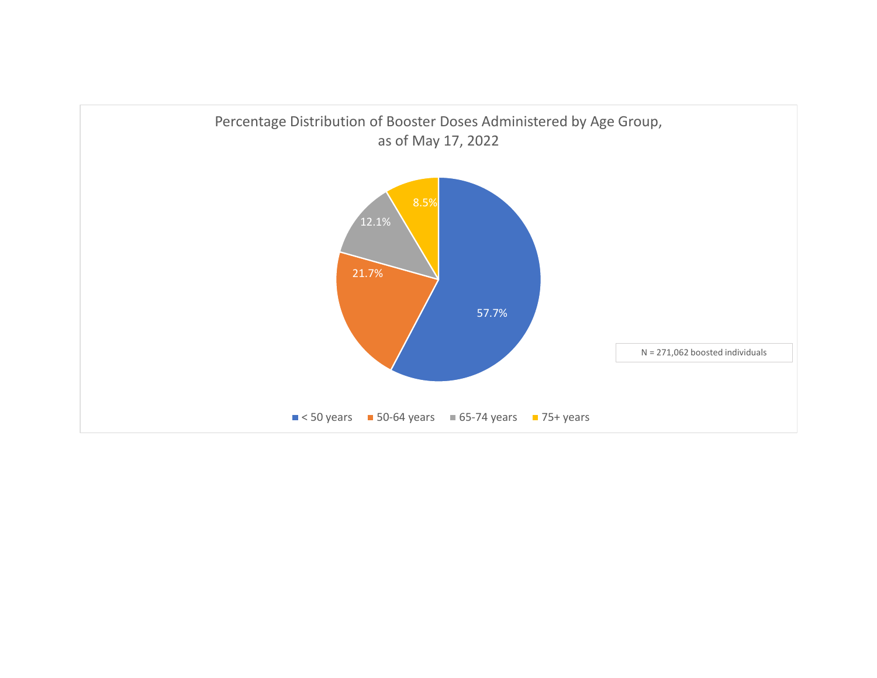Percentage Distribution of Booster Doses Administered by Age Group, as of May 17, 2022

| Age Group | Percentage |
| --- | --- |
| < 50 years | 57.7% |
| 50-64 years | 21.7% |
| 65-74 years | 12.1% |
| 75+ years | 8.5% |

N = 271,062 boosted individuals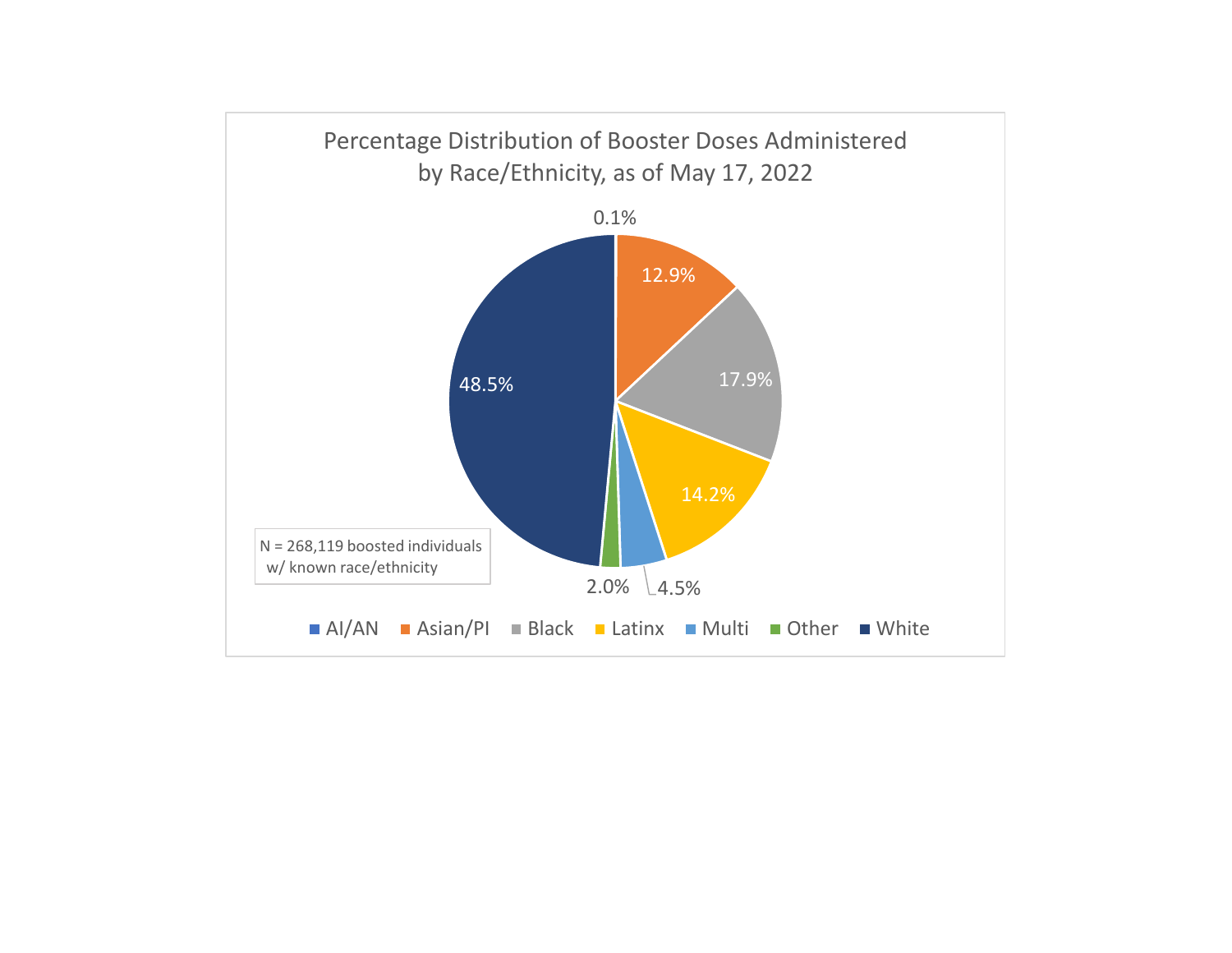Percentage Distribution of Booster Doses Administered by Race/Ethnicity, as of May 17, 2022

| Race/Ethnicity | Percentage |
|---|---|
| AI/AN | 0.1% |
| Asian/PI | 12.9% |
| Black | 17.9% |
| Latinx | 14.2% |
| Multi | 4.5% |
| Other | 2.0% |
| White | 48.5% |

N = 268,119 boosted individuals w/ known race/ethnicity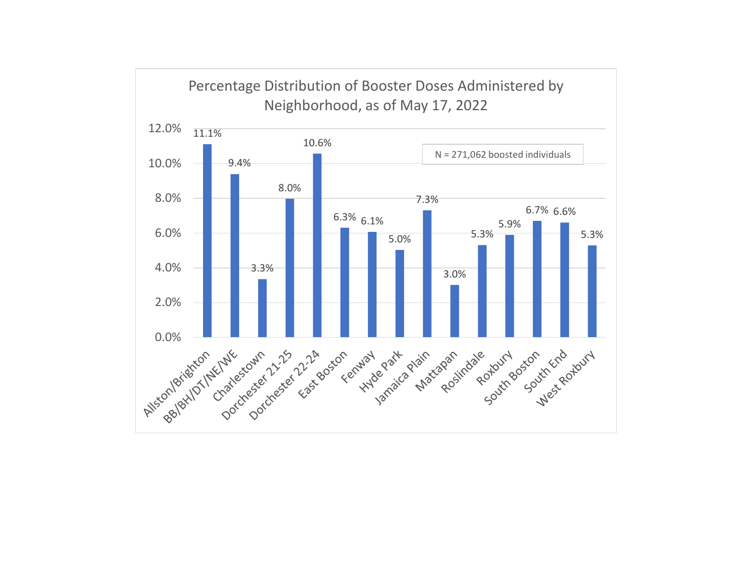## Percentage Distribution of Booster Doses Administered by Neighborhood, as of May 17, 2022

N = 271,062 boosted individuals

| Neighborhood | Percentage |
|---|---|
| Allston/Brighton | 11.1% |
| BB/BH/DT/NE/WE | 9.4% |
| Charlestown | 3.3% |
| Dorchester 21-25 | 8.0% |
| Dorchester 22-24 | 10.6% |
| East Boston | 6.3% |
| Fenway | 6.1% |
| Hyde Park | 5.0% |
| Jamaica Plain | 7.3% |
| Mattapan | 3.0% |
| Roslindale | 5.3% |
| Roxbury | 5.9% |
| South Boston | 6.7% |
| South End | 6.6% |
| West Roxbury | 5.3% |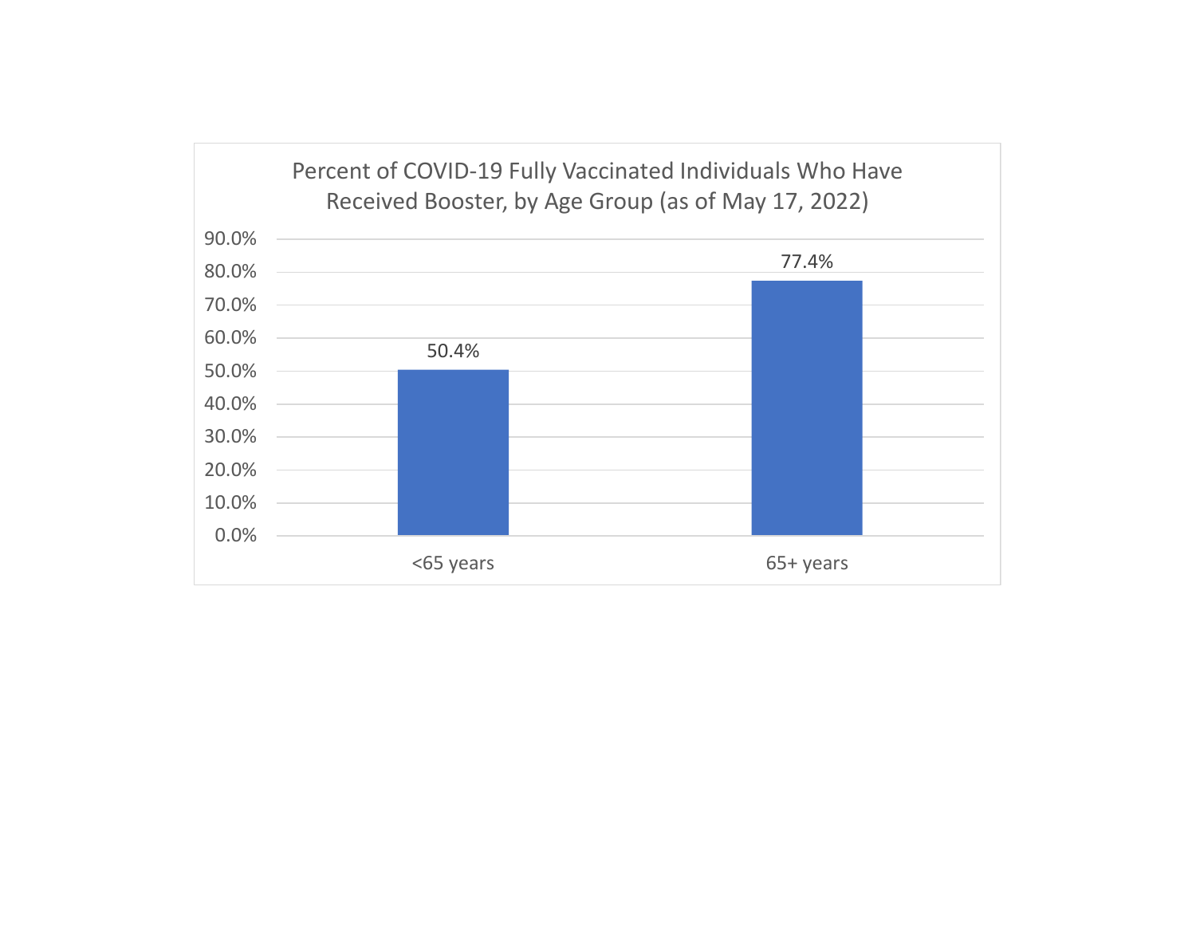Percent of COVID-19 Fully Vaccinated Individuals Who Have Received Booster, by Age Group (as of May 17, 2022)

| Age Group | Percent |
| --- | --- |
| <65 years | 50.4% |
| 65+ years | 77.4% |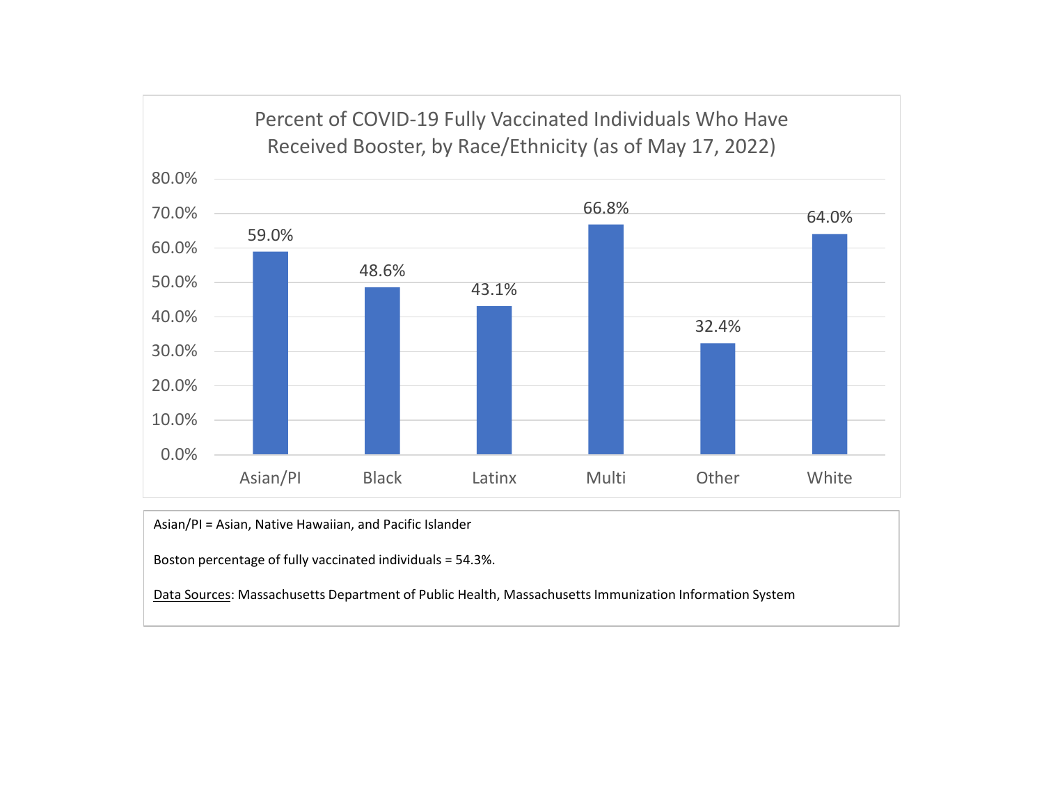## Percent of COVID-19 Fully Vaccinated Individuals Who Have Received Booster, by Race/Ethnicity (as of May 17, 2022)

| Race/Ethnicity | Percent |
|---|---|
| Asian/PI | 59.0% |
| Black | 48.6% |
| Latinx | 43.1% |
| Multi | 66.8% |
| Other | 32.4% |
| White | 64.0% |

Asian/PI = Asian, Native Hawaiian, and Pacific Islander

Boston percentage of fully vaccinated individuals = 54.3%.

Data Sources: Massachusetts Department of Public Health, Massachusetts Immunization Information System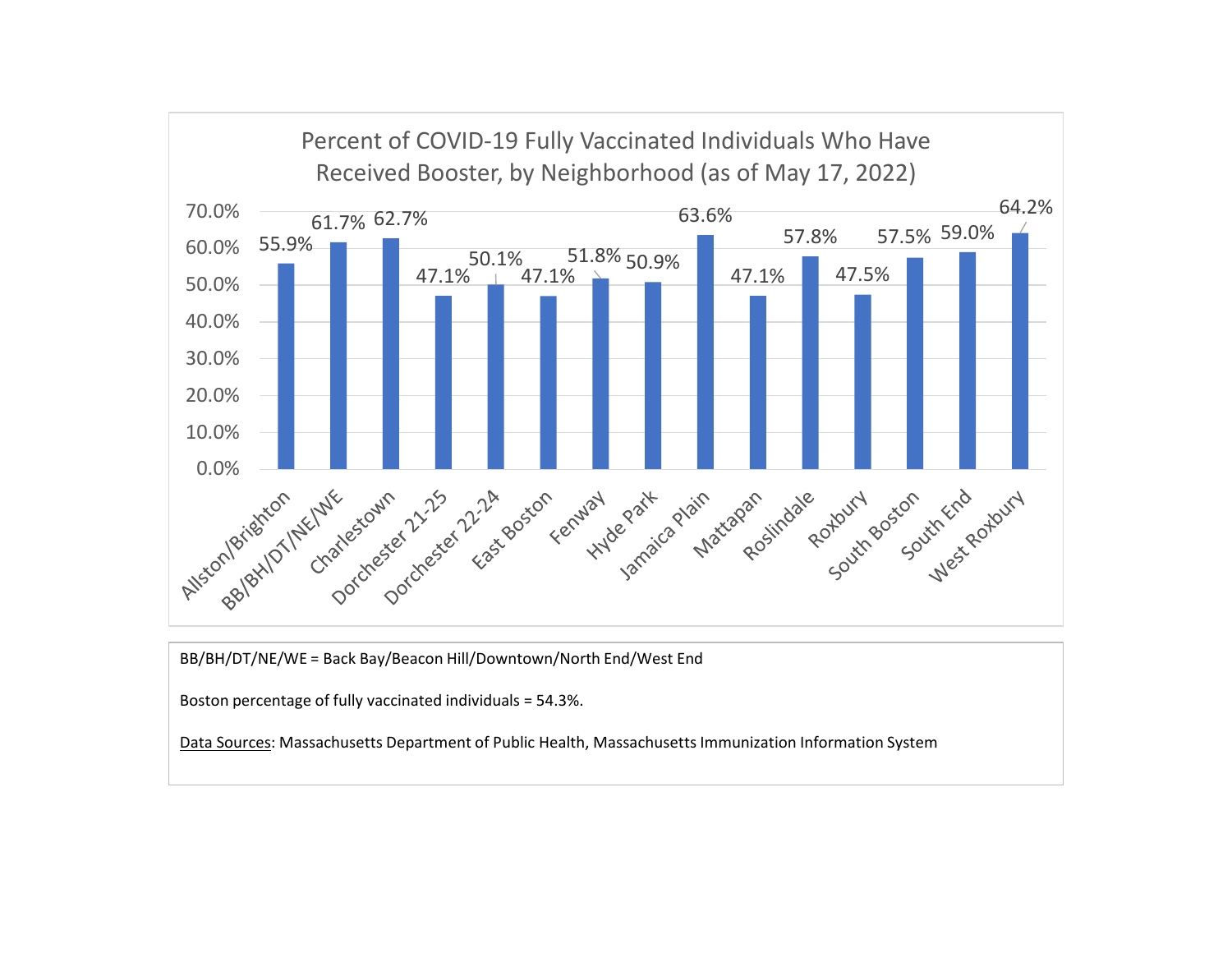Percent of COVID-19 Fully Vaccinated Individuals Who Have Received Booster, by Neighborhood (as of May 17, 2022)

70.0%
60.0%
50.0%
40.0%
30.0%
20.0%
10.0%
0.0%

Allston/Brighton 55.9%
BB/BH/DT/NE/WE 61.7%
Charlestown 62.7%
Dorchester 21-25 47.1%
Dorchester 22-24 50.1%
East Boston 47.1%
Fenway 51.8%
Hyde Park 50.9%
Jamaica Plain 63.6%
Mattapan 47.1%
Roslindale 57.8%
Roxbury 47.5%
South Boston 57.5%
South End 59.0%
West Roxbury 64.2%

BB/BH/DT/NE/WE = Back Bay/Beacon Hill/Downtown/North End/West End

Boston percentage of fully vaccinated individuals = 54.3%.

Data Sources: Massachusetts Department of Public Health, Massachusetts Immunization Information System